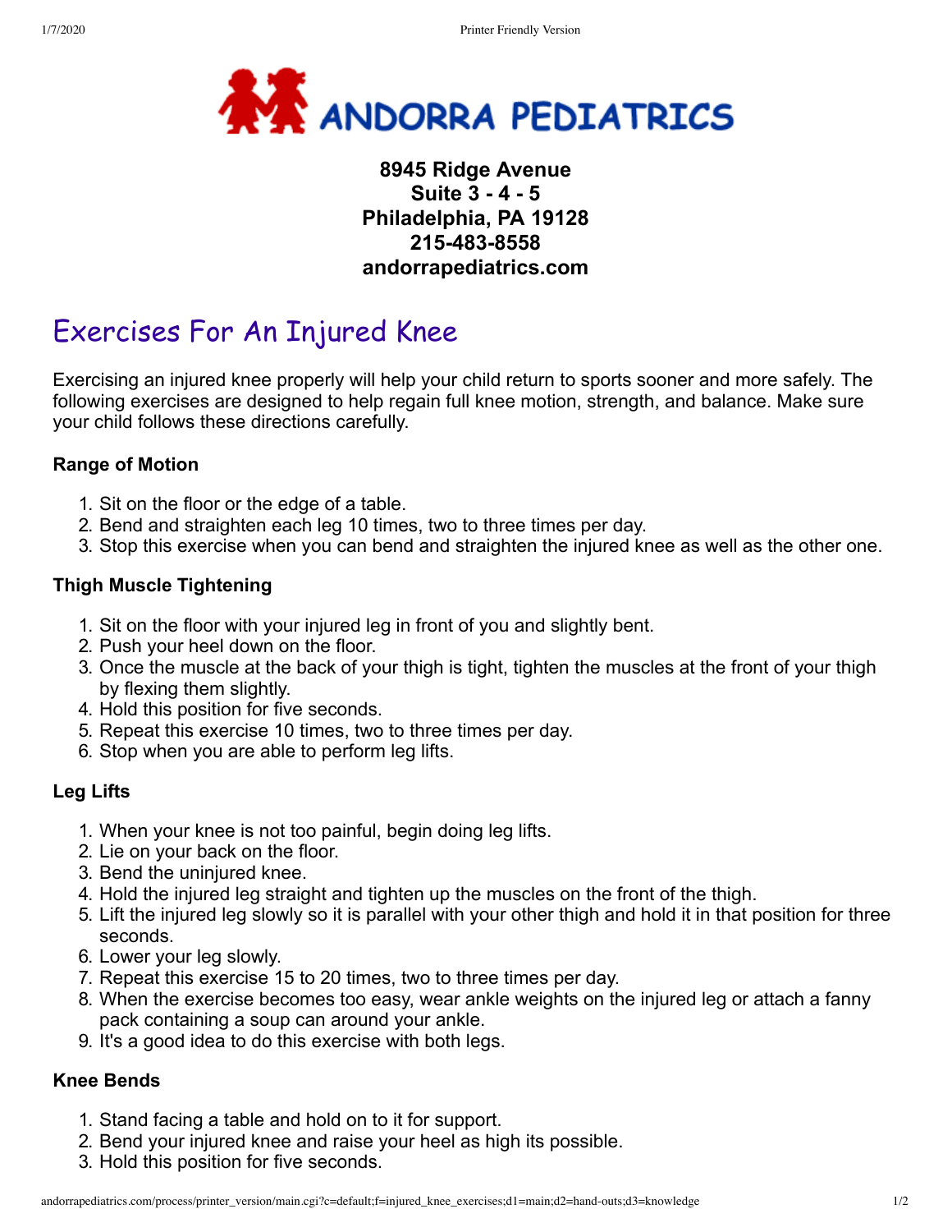# ANDORRA PEDIATRICS

**8945 Ridge Avenue**
**Suite 3 - 4 - 5**
**Philadelphia, PA 19128**
**215-483-8558**
**andorrapediatrics.com**

## Exercises For An Injured Knee

Exercising an injured knee properly will help your child return to sports sooner and more safely. The following exercises are designed to help regain full knee motion, strength, and balance. Make sure your child follows these directions carefully.

### Range of Motion

1. Sit on the floor or the edge of a table.
2. Bend and straighten each leg 10 times, two to three times per day.
3. Stop this exercise when you can bend and straighten the injured knee as well as the other one.

### Thigh Muscle Tightening

1. Sit on the floor with your injured leg in front of you and slightly bent.
2. Push your heel down on the floor.
3. Once the muscle at the back of your thigh is tight, tighten the muscles at the front of your thigh by flexing them slightly.
4. Hold this position for five seconds.
5. Repeat this exercise 10 times, two to three times per day.
6. Stop when you are able to perform leg lifts.

### Leg Lifts

1. When your knee is not too painful, begin doing leg lifts.
2. Lie on your back on the floor.
3. Bend the uninjured knee.
4. Hold the injured leg straight and tighten up the muscles on the front of the thigh.
5. Lift the injured leg slowly so it is parallel with your other thigh and hold it in that position for three seconds.
6. Lower your leg slowly.
7. Repeat this exercise 15 to 20 times, two to three times per day.
8. When the exercise becomes too easy, wear ankle weights on the injured leg or attach a fanny pack containing a soup can around your ankle.
9. It's a good idea to do this exercise with both legs.

### Knee Bends

1. Stand facing a table and hold on to it for support.
2. Bend your injured knee and raise your heel as high its possible.
3. Hold this position for five seconds.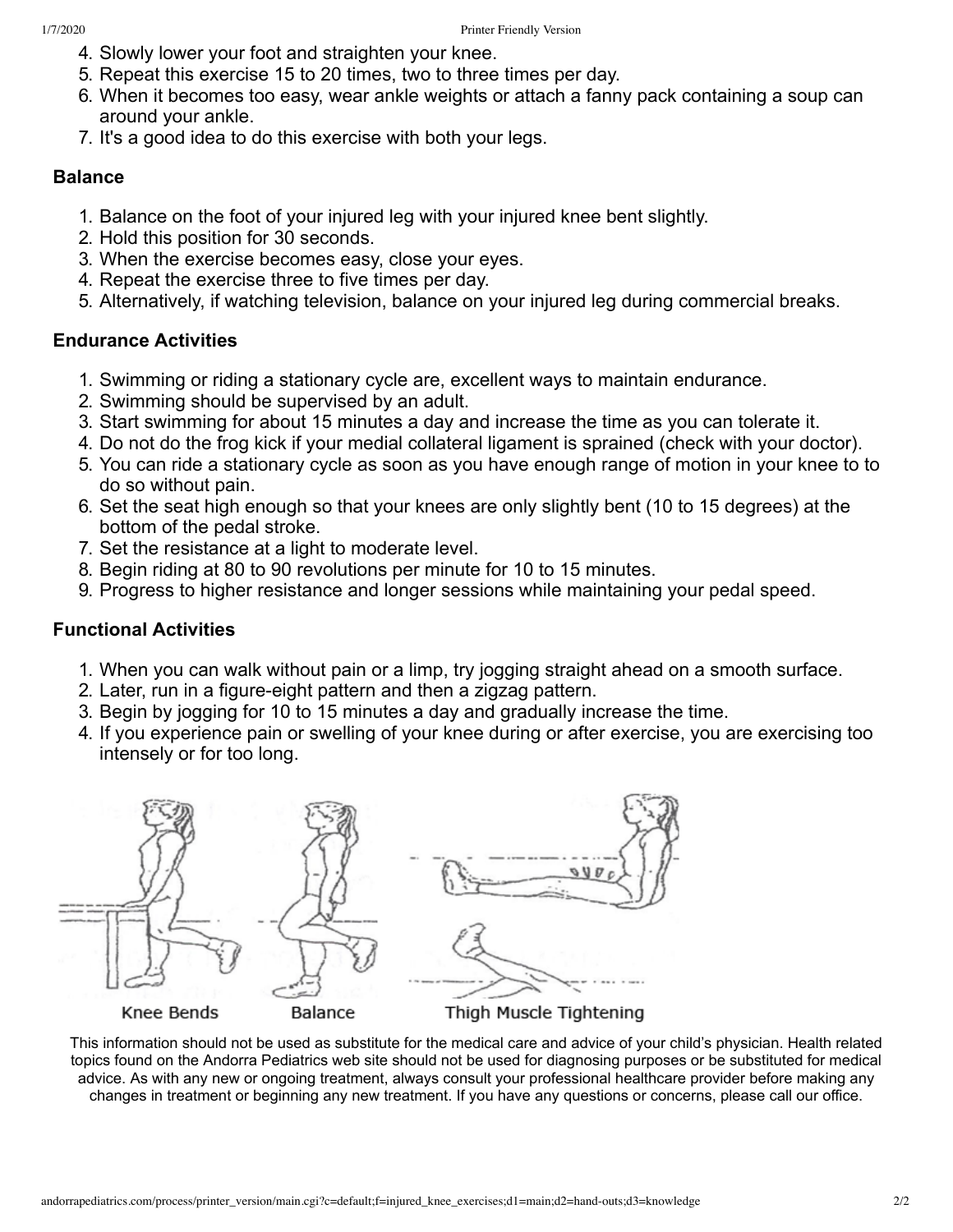4. Slowly lower your foot and straighten your knee.
5. Repeat this exercise 15 to 20 times, two to three times per day.
6. When it becomes too easy, wear ankle weights or attach a fanny pack containing a soup can around your ankle.
7. It's a good idea to do this exercise with both your legs.

### Balance

1. Balance on the foot of your injured leg with your injured knee bent slightly.
2. Hold this position for 30 seconds.
3. When the exercise becomes easy, close your eyes.
4. Repeat the exercise three to five times per day.
5. Alternatively, if watching television, balance on your injured leg during commercial breaks.

### Endurance Activities

1. Swimming or riding a stationary cycle are, excellent ways to maintain endurance.
2. Swimming should be supervised by an adult.
3. Start swimming for about 15 minutes a day and increase the time as you can tolerate it.
4. Do not do the frog kick if your medial collateral ligament is sprained (check with your doctor).
5. You can ride a stationary cycle as soon as you have enough range of motion in your knee to to do so without pain.
6. Set the seat high enough so that your knees are only slightly bent (10 to 15 degrees) at the bottom of the pedal stroke.
7. Set the resistance at a light to moderate level.
8. Begin riding at 80 to 90 revolutions per minute for 10 to 15 minutes.
9. Progress to higher resistance and longer sessions while maintaining your pedal speed.

### Functional Activities

1. When you can walk without pain or a limp, try jogging straight ahead on a smooth surface.
2. Later, run in a figure-eight pattern and then a zigzag pattern.
3. Begin by jogging for 10 to 15 minutes a day and gradually increase the time.
4. If you experience pain or swelling of your knee during or after exercise, you are exercising too intensely or for too long.

Knee Bends

Balance

Thigh Muscle Tightening

This information should not be used as substitute for the medical care and advice of your child's physician. Health related topics found on the Andorra Pediatrics web site should not be used for diagnosing purposes or be substituted for medical advice. As with any new or ongoing treatment, always consult your professional healthcare provider before making any changes in treatment or beginning any new treatment. If you have any questions or concerns, please call our office.